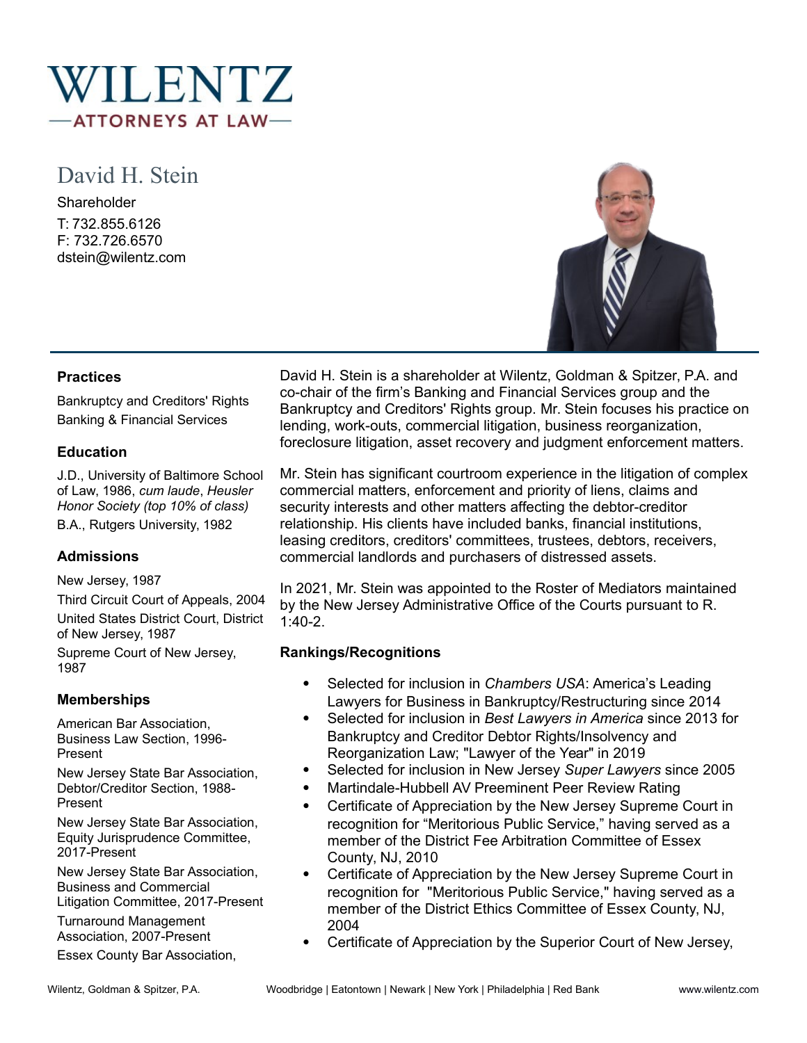# WILENTZ

—ATTORNEYS AT LAW—

## David H. Stein

Shareholder

T: 732.855.6126
F: 732.726.6570
dstein@wilentz.com

### Practices

Bankruptcy and Creditors' Rights
Banking & Financial Services

### Education

J.D., University of Baltimore School of Law, 1986, *cum laude*, *Heusler Honor Society (top 10% of class)*

B.A., Rutgers University, 1982

### Admissions

New Jersey, 1987

Third Circuit Court of Appeals, 2004

United States District Court, District of New Jersey, 1987

Supreme Court of New Jersey, 1987

### Memberships

American Bar Association, Business Law Section, 1996-Present

New Jersey State Bar Association, Debtor/Creditor Section, 1988-Present

New Jersey State Bar Association, Equity Jurisprudence Committee, 2017-Present

New Jersey State Bar Association, Business and Commercial Litigation Committee, 2017-Present

Turnaround Management Association, 2007-Present

Essex County Bar Association,

David H. Stein is a shareholder at Wilentz, Goldman & Spitzer, P.A. and co-chair of the firm's Banking and Financial Services group and the Bankruptcy and Creditors' Rights group. Mr. Stein focuses his practice on lending, work-outs, commercial litigation, business reorganization, foreclosure litigation, asset recovery and judgment enforcement matters.

Mr. Stein has significant courtroom experience in the litigation of complex commercial matters, enforcement and priority of liens, claims and security interests and other matters affecting the debtor-creditor relationship. His clients have included banks, financial institutions, leasing creditors, creditors' committees, trustees, debtors, receivers, commercial landlords and purchasers of distressed assets.

In 2021, Mr. Stein was appointed to the Roster of Mediators maintained by the New Jersey Administrative Office of the Courts pursuant to R. 1:40-2.

### Rankings/Recognitions

- Selected for inclusion in *Chambers USA*: America's Leading Lawyers for Business in Bankruptcy/Restructuring since 2014
- Selected for inclusion in *Best Lawyers in America* since 2013 for Bankruptcy and Creditor Debtor Rights/Insolvency and Reorganization Law; "Lawyer of the Year" in 2019
- Selected for inclusion in New Jersey *Super Lawyers* since 2005
- Martindale-Hubbell AV Preeminent Peer Review Rating
- Certificate of Appreciation by the New Jersey Supreme Court in recognition for "Meritorious Public Service," having served as a member of the District Fee Arbitration Committee of Essex County, NJ, 2010
- Certificate of Appreciation by the New Jersey Supreme Court in recognition for "Meritorious Public Service," having served as a member of the District Ethics Committee of Essex County, NJ, 2004
- Certificate of Appreciation by the Superior Court of New Jersey,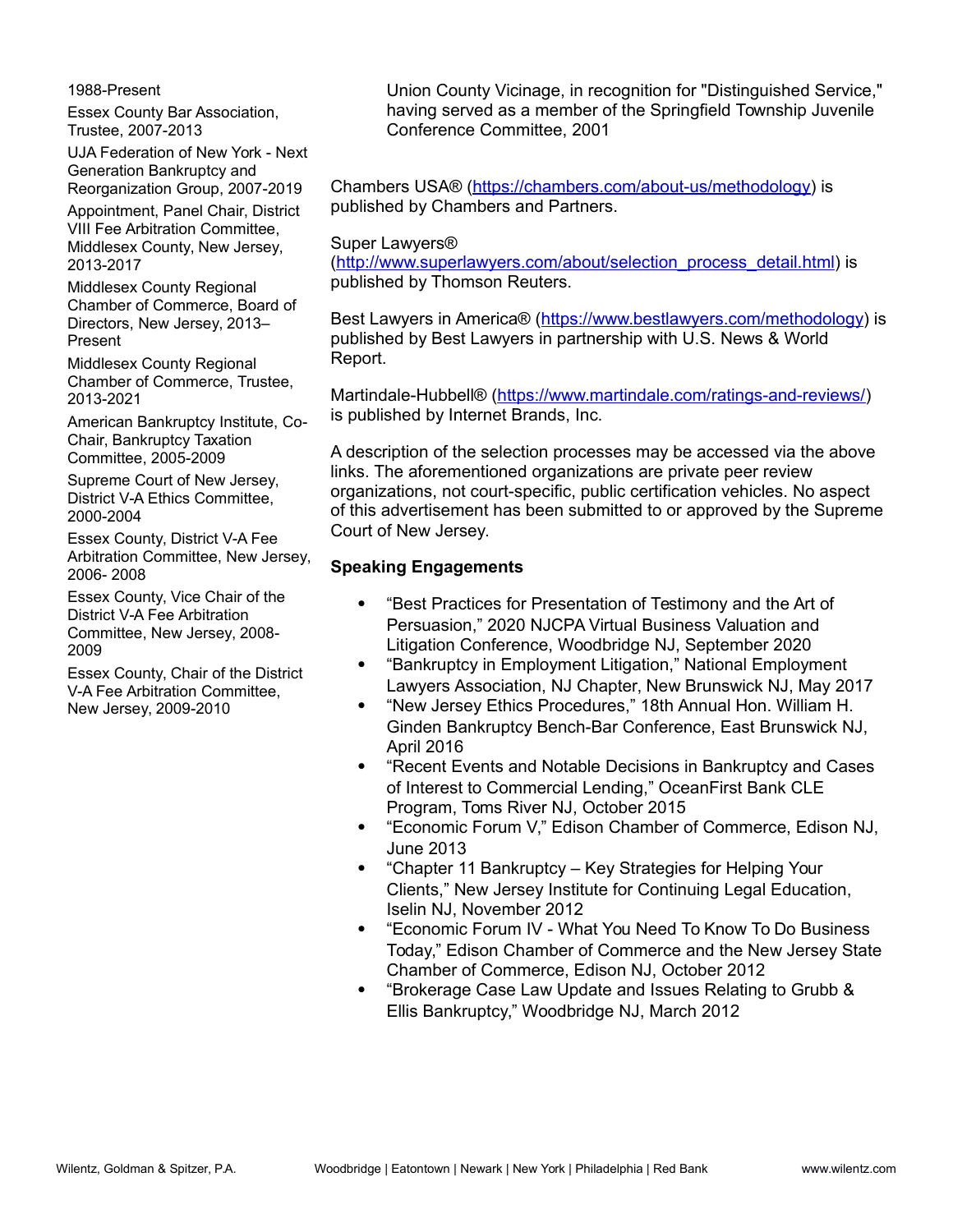1988-Present

Essex County Bar Association, Trustee, 2007-2013

UJA Federation of New York - Next Generation Bankruptcy and Reorganization Group, 2007-2019

Appointment, Panel Chair, District VIII Fee Arbitration Committee, Middlesex County, New Jersey, 2013-2017

Middlesex County Regional Chamber of Commerce, Board of Directors, New Jersey, 2013–Present

Middlesex County Regional Chamber of Commerce, Trustee, 2013-2021

American Bankruptcy Institute, Co-Chair, Bankruptcy Taxation Committee, 2005-2009

Supreme Court of New Jersey, District V-A Ethics Committee, 2000-2004

Essex County, District V-A Fee Arbitration Committee, New Jersey, 2006- 2008

Essex County, Vice Chair of the District V-A Fee Arbitration Committee, New Jersey, 2008-2009

Essex County, Chair of the District V-A Fee Arbitration Committee, New Jersey, 2009-2010

Union County Vicinage, in recognition for "Distinguished Service," having served as a member of the Springfield Township Juvenile Conference Committee, 2001

Chambers USA® (https://chambers.com/about-us/methodology) is published by Chambers and Partners.

Super Lawyers® (http://www.superlawyers.com/about/selection_process_detail.html) is published by Thomson Reuters.

Best Lawyers in America® (https://www.bestlawyers.com/methodology) is published by Best Lawyers in partnership with U.S. News & World Report.

Martindale-Hubbell® (https://www.martindale.com/ratings-and-reviews/) is published by Internet Brands, Inc.

A description of the selection processes may be accessed via the above links. The aforementioned organizations are private peer review organizations, not court-specific, public certification vehicles. No aspect of this advertisement has been submitted to or approved by the Supreme Court of New Jersey.

**Speaking Engagements**

- “Best Practices for Presentation of Testimony and the Art of Persuasion,” 2020 NJCPA Virtual Business Valuation and Litigation Conference, Woodbridge NJ, September 2020
- “Bankruptcy in Employment Litigation,” National Employment Lawyers Association, NJ Chapter, New Brunswick NJ, May 2017
- “New Jersey Ethics Procedures,” 18th Annual Hon. William H. Ginden Bankruptcy Bench-Bar Conference, East Brunswick NJ, April 2016
- “Recent Events and Notable Decisions in Bankruptcy and Cases of Interest to Commercial Lending,” OceanFirst Bank CLE Program, Toms River NJ, October 2015
- “Economic Forum V,” Edison Chamber of Commerce, Edison NJ, June 2013
- “Chapter 11 Bankruptcy – Key Strategies for Helping Your Clients,” New Jersey Institute for Continuing Legal Education, Iselin NJ, November 2012
- “Economic Forum IV - What You Need To Know To Do Business Today,” Edison Chamber of Commerce and the New Jersey State Chamber of Commerce, Edison NJ, October 2012
- “Brokerage Case Law Update and Issues Relating to Grubb & Ellis Bankruptcy,” Woodbridge NJ, March 2012